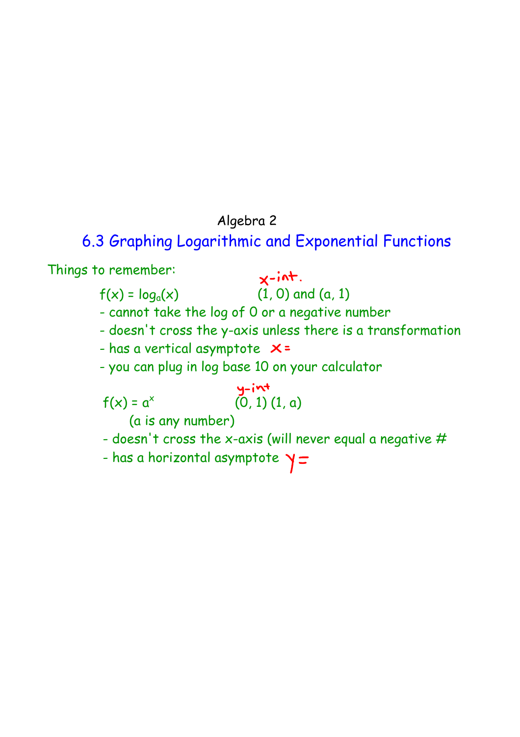Algebra 2

# 6.3 Graphing Logarithmic and Exponential Functions

Things to remember:

$f(x) = \log_a(x)$ &nbsp;&nbsp;&nbsp;&nbsp;&nbsp;&nbsp;&nbsp;&nbsp; x-int. (1, 0) and (a, 1)

- cannot take the log of 0 or a negative number
- doesn't cross the y-axis unless there is a transformation
- has a vertical asymptote x=
- you can plug in log base 10 on your calculator

$f(x) = a^x$ &nbsp;&nbsp;&nbsp;&nbsp;&nbsp;&nbsp;&nbsp;&nbsp; y-int (0, 1) (1, a)

(a is any number)

- doesn't cross the x-axis (will never equal a negative #
- has a horizontal asymptote y=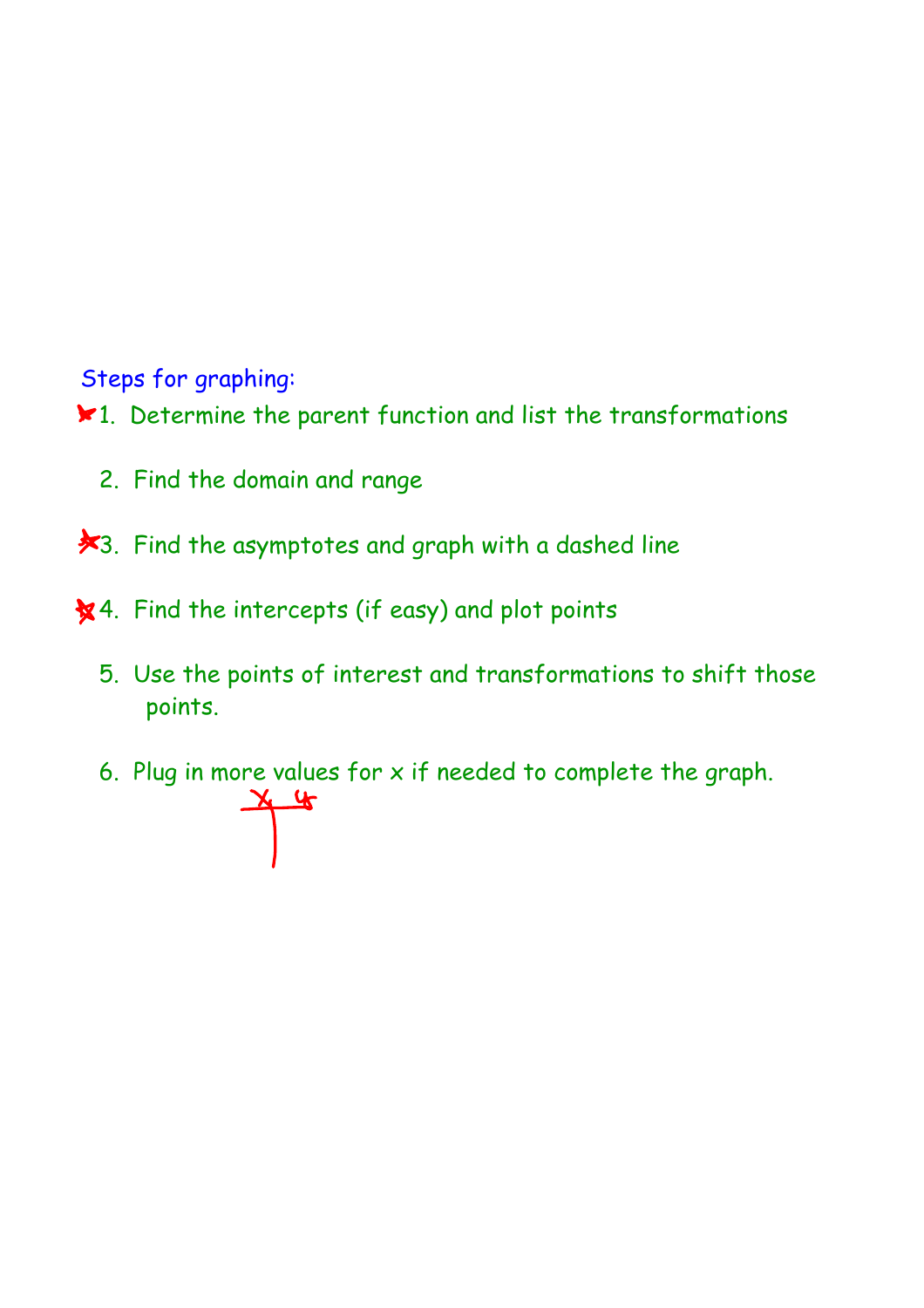Steps for graphing:

1. Determine the parent function and list the transformations

2. Find the domain and range

3. Find the asymptotes and graph with a dashed line

4. Find the intercepts (if easy) and plot points

5. Use the points of interest and transformations to shift those points.

6. Plug in more values for x if needed to complete the graph.

| x | y |
|---|---|
| | |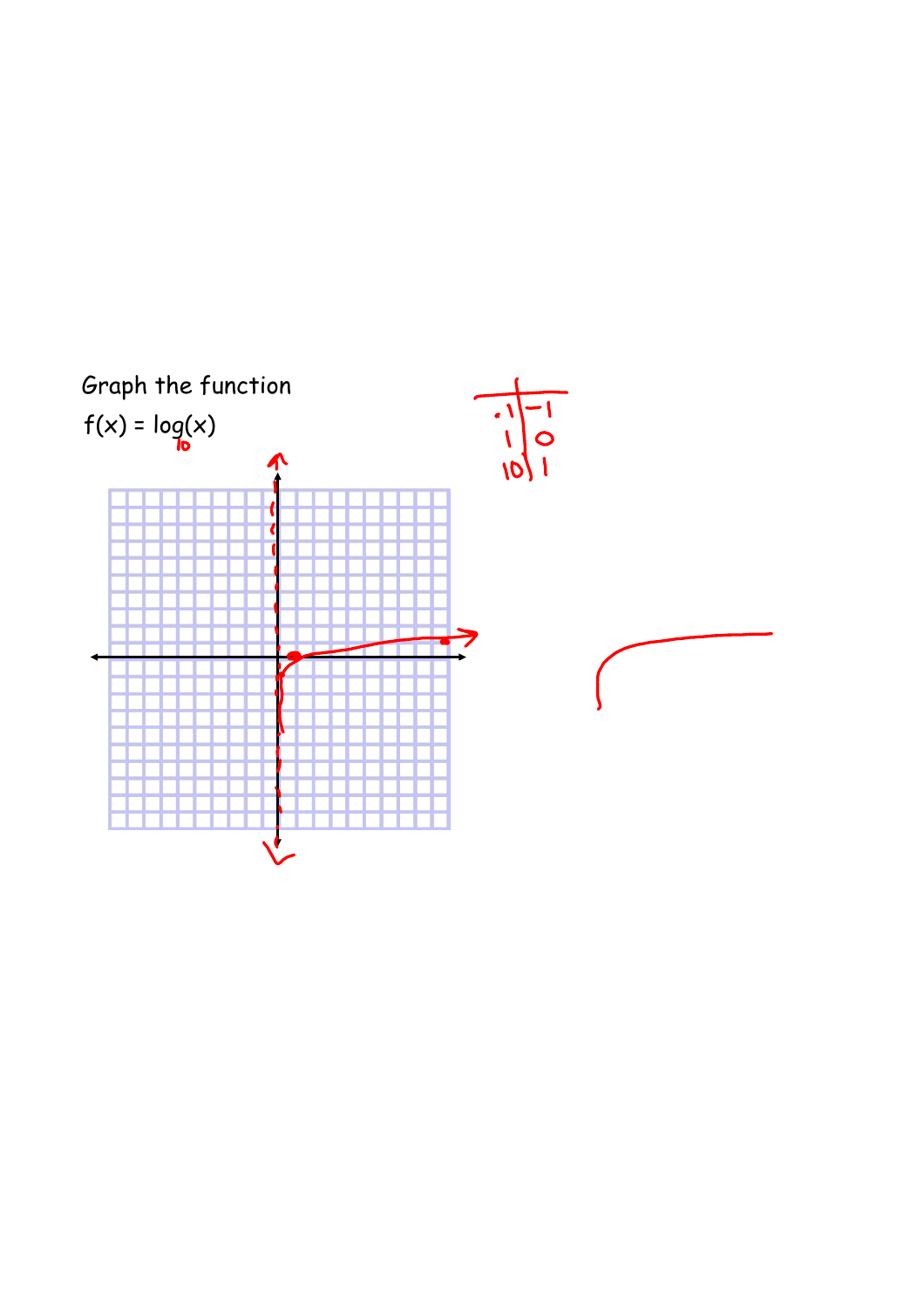Graph the function

$f(x) = \log_{10}(x)$

| x | y |
|---|---|
| .1 | -1 |
| 1 | 0 |
| 10 | 1 |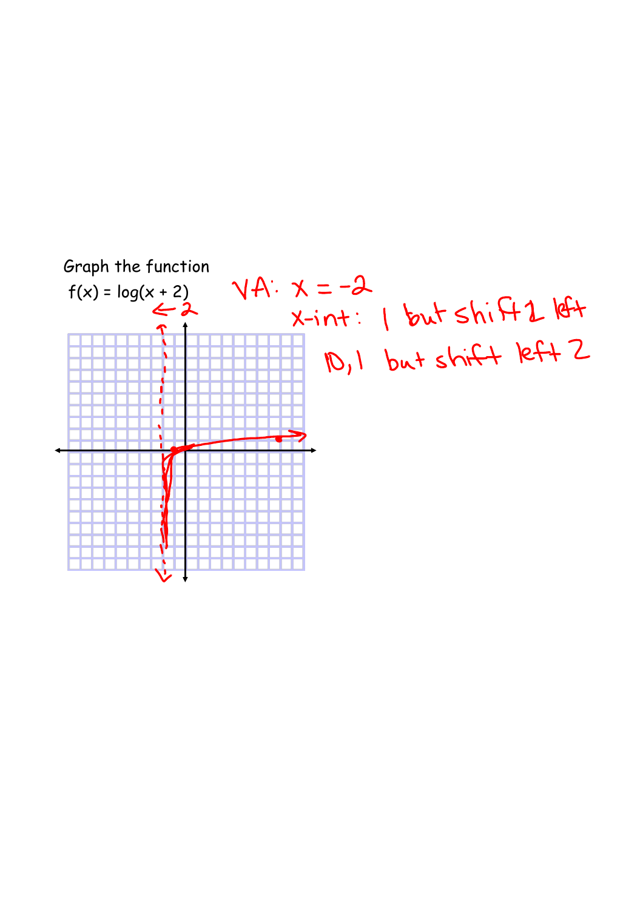Graph the function

$f(x) = \log(x + 2)$

VA: $x = -2$

x-int: 1 but shift 2 left

10, 1 but shift left 2

$\leftarrow 2$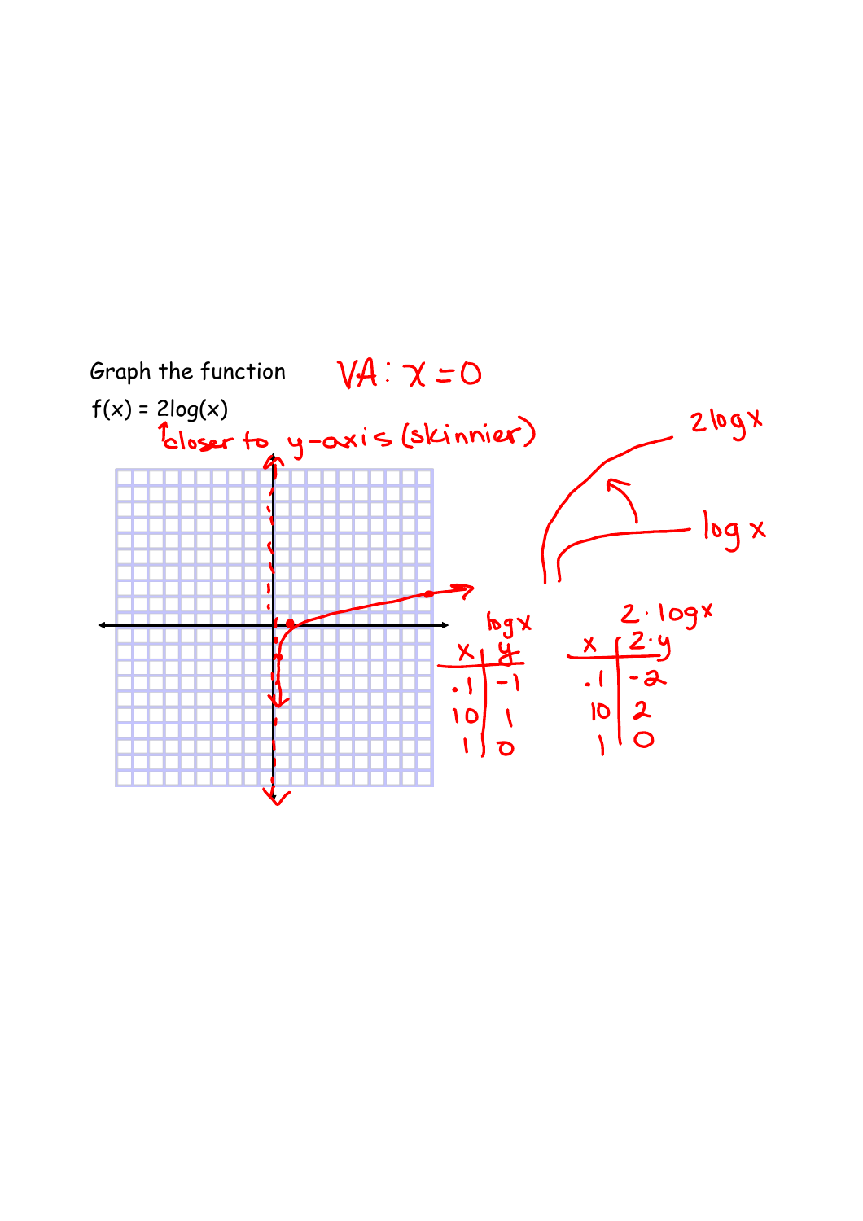Graph the function

$f(x) = 2\log(x)$

VA: $x = 0$

↑closer to y-axis (skinnier)

$2\log x$

$\log x$

$\log x$

| $x$ | $y$ |
|---|---|
| .1 | -1 |
| 10 | 1 |
| 1 | 0 |

$2 \cdot \log x$

| $x$ | $2 \cdot y$ |
|---|---|
| .1 | -2 |
| 10 | 2 |
| 1 | 0 |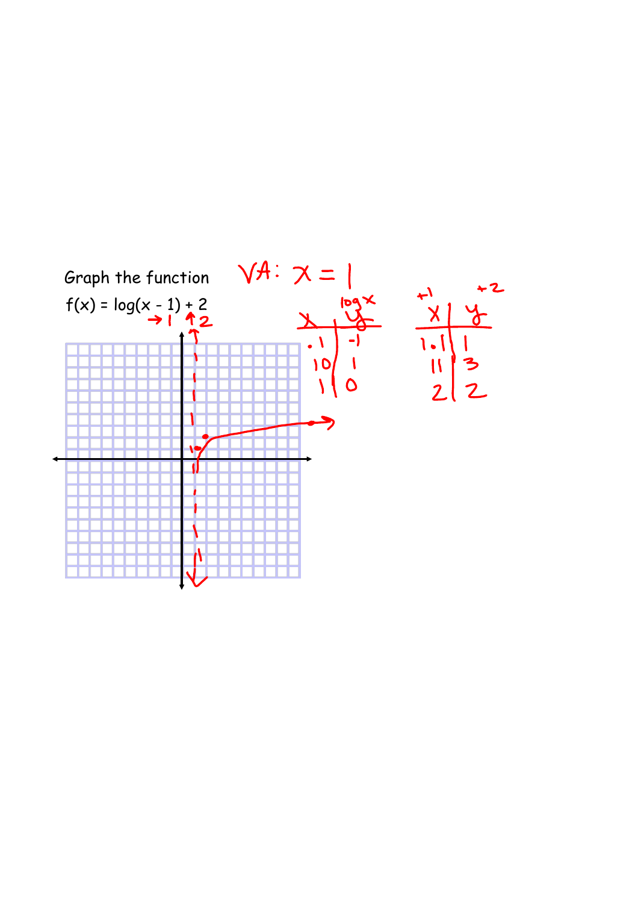Graph the function

$f(x) = \log(x - 1) + 2$

$\rightarrow 1$ $\uparrow 2$

VA: $x = 1$

$\log x$

| x | y |
|---|---|
| .1 | -1 |
| 10 | 1 |
| 1 | 0 |

$+1$ $+2$

| x | y |
|---|---|
| 1.1 | 1 |
| 11 | 3 |
| 2 | 2 |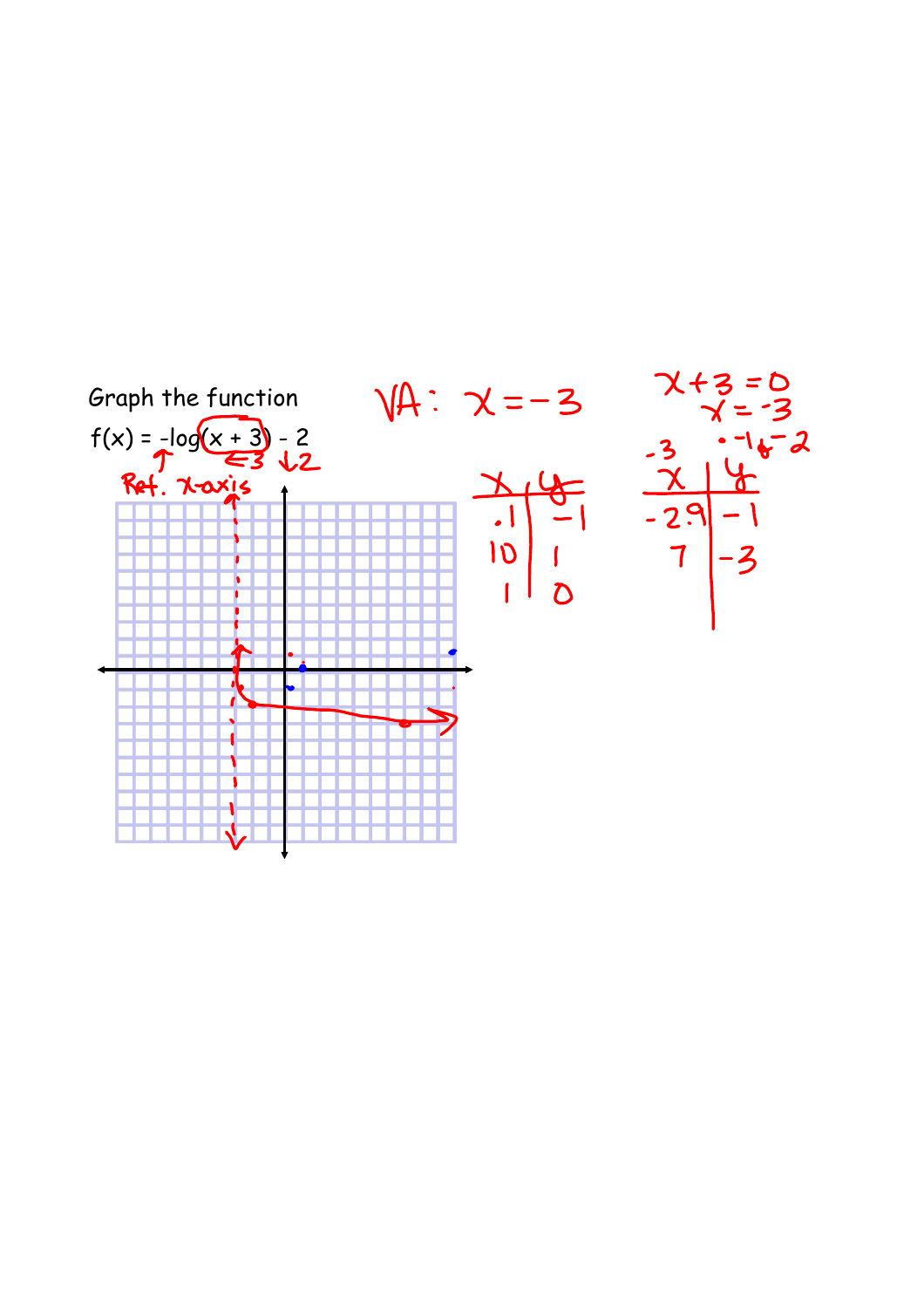Graph the function

$f(x) = -\log(x + 3) - 2$

↑ Ref. x-axis ← 3 ↓ 2

VA: $x = -3$

$x + 3 = 0$
$x = -3$

| x | y |
|---|---|
| .1 | -1 |
| 10 | 1 |
| 1 | 0 |

-3 · -1, -2

| x | y |
|---|---|
| -2.9 | -1 |
| 7 | -3 |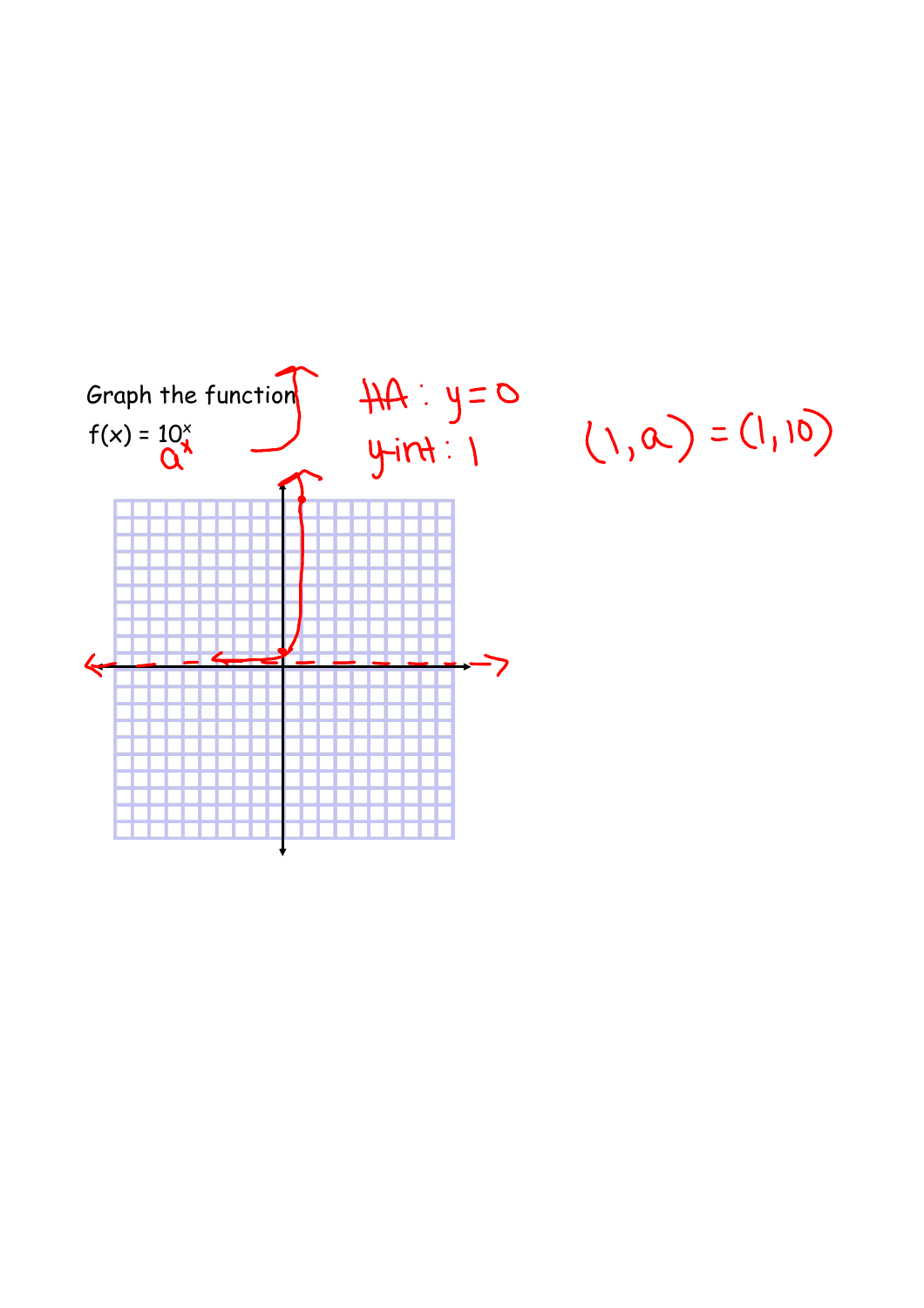Graph the function

$f(x) = 10^x$

$a^x$

HA: $y = 0$

y-int: 1

$(1, a) = (1, 10)$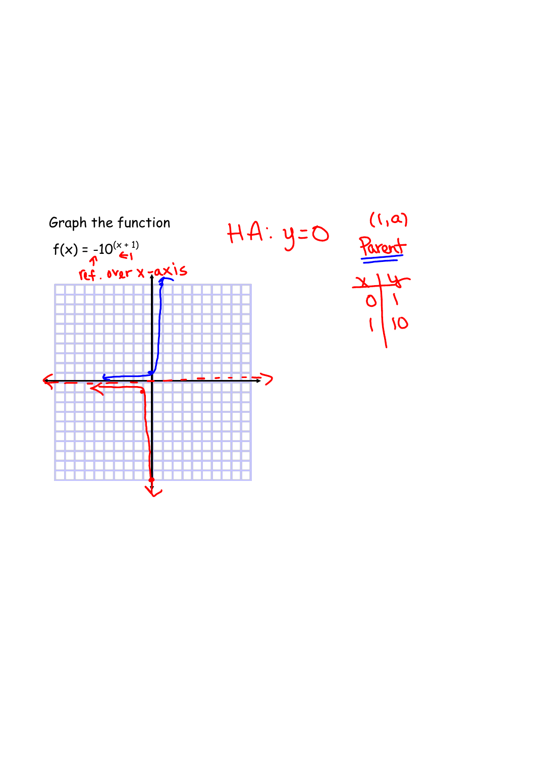Graph the function

$f(x) = -10^{(x+1)}$

ref. over x-axis

← 1

HA: $y = 0$

(1, a)

**Parent**

| x | y |
| --- | --- |
| 0 | 1 |
| 1 | 10 |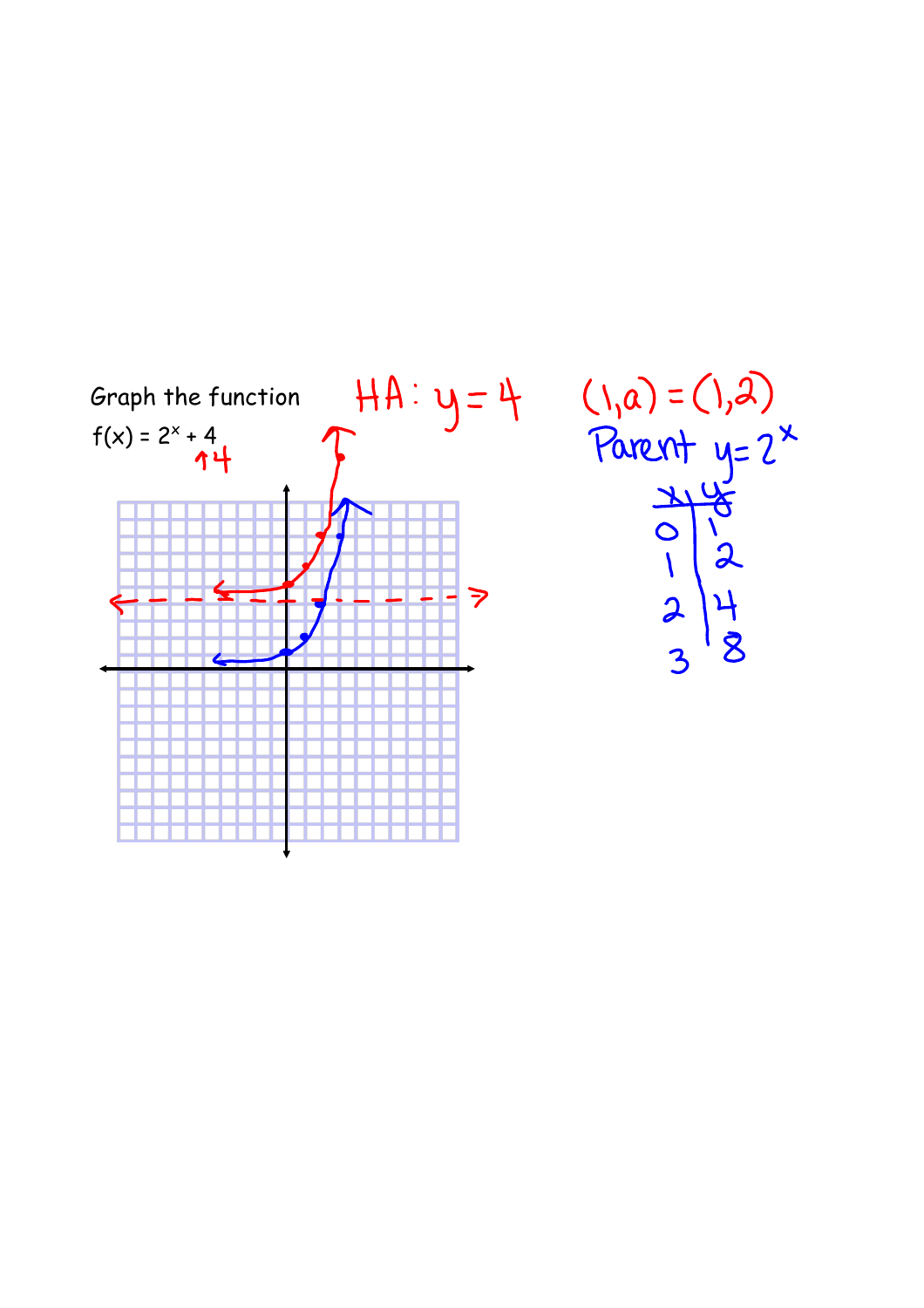Graph the function

$f(x) = 2^x + 4$

↑4

HA: $y = 4$

$(1, a) = (1, 2)$

Parent $y = 2^x$

| x | y |
|---|---|
| 0 | 1 |
| 1 | 2 |
| 2 | 4 |
| 3 | 8 |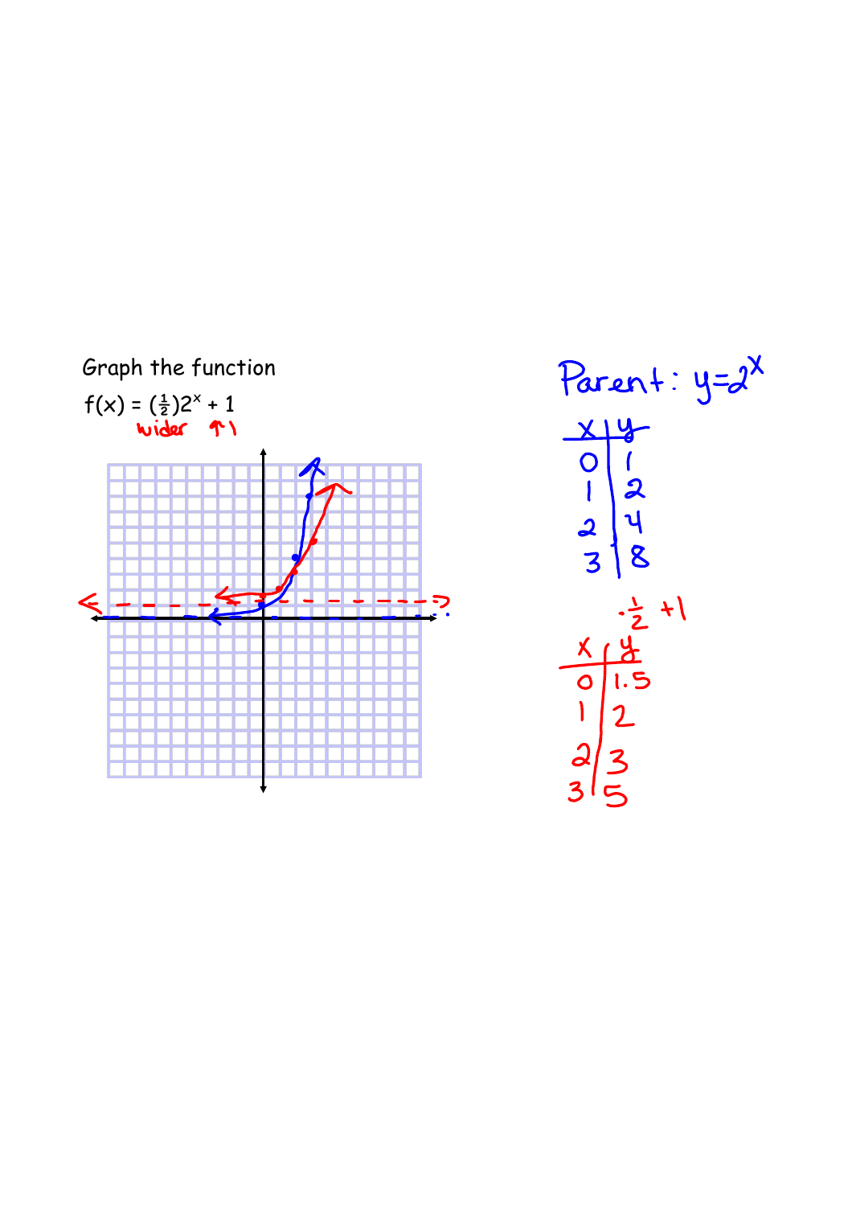Graph the function

$f(x) = (\frac{1}{2})2^x + 1$

wider ↑1

Parent: $y=2^x$

| x | y |
|---|---|
| 0 | 1 |
| 1 | 2 |
| 2 | 4 |
| 3 | 8 |

$\cdot\frac{1}{2}$ +1

| x | y |
|---|---|
| 0 | 1.5 |
| 1 | 2 |
| 2 | 3 |
| 3 | 5 |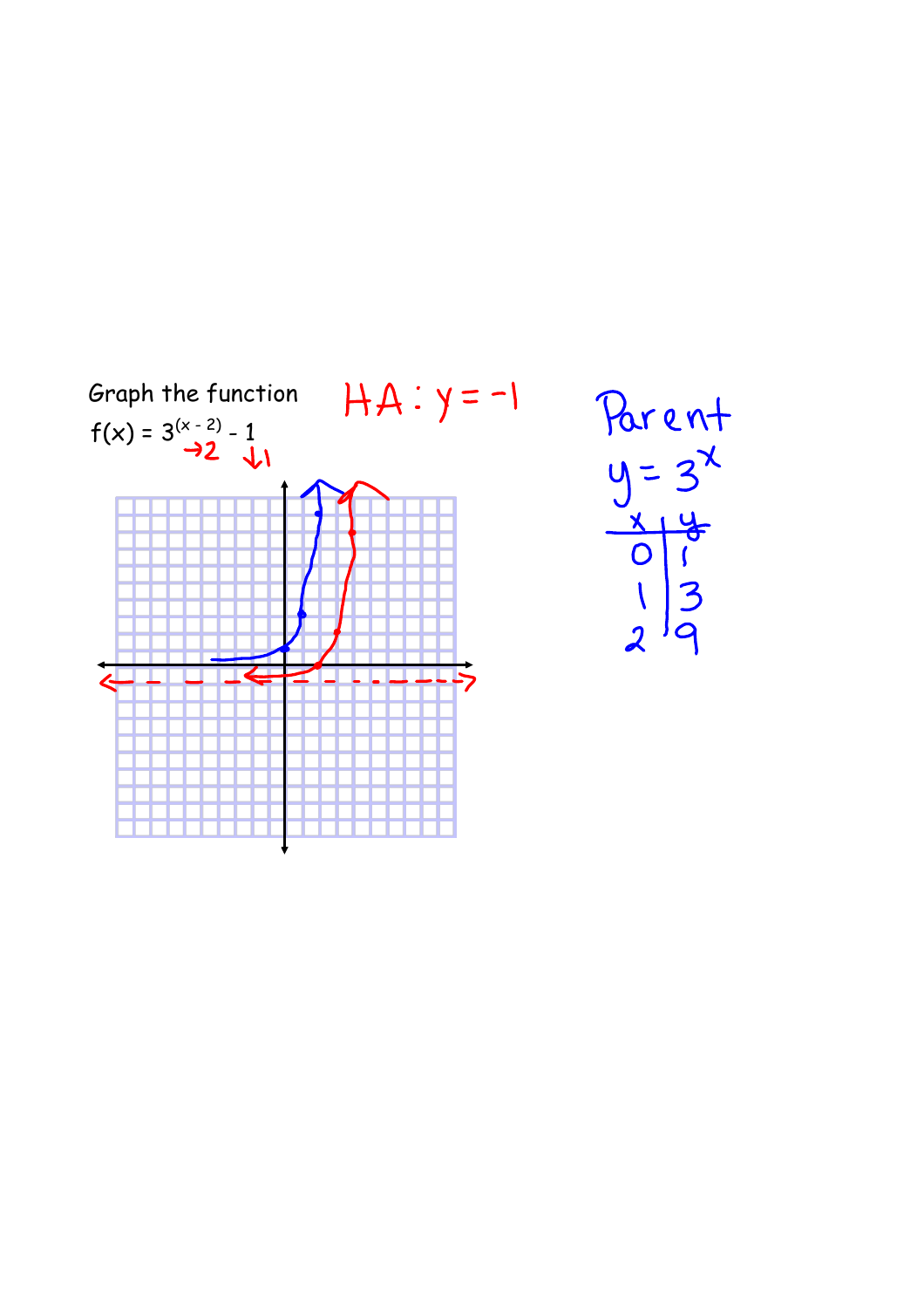Graph the function

$f(x) = 3^{(x - 2)} - 1$

→2 ↓1

HA: $y = -1$

Parent

$y = 3^x$

| x | y |
|---|---|
| 0 | 1 |
| 1 | 3 |
| 2 | 9 |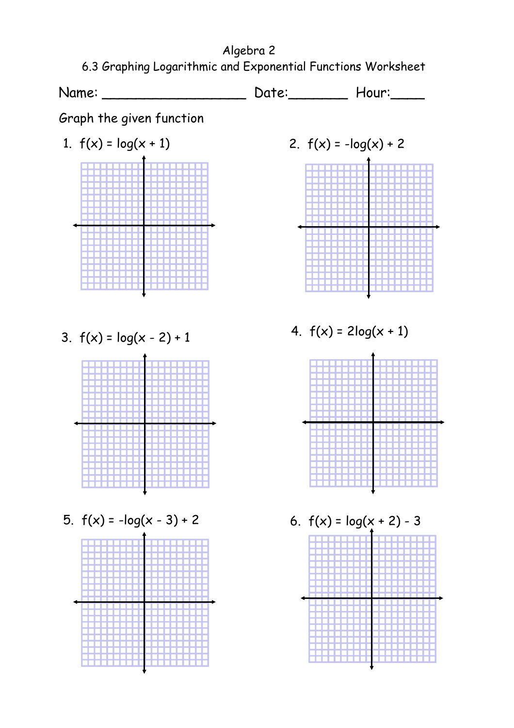Algebra 2

6.3 Graphing Logarithmic and Exponential Functions Worksheet

Name: ___________________ Date:________ Hour:_____

Graph the given function

1. $f(x) = \log(x + 1)$

2. $f(x) = -\log(x) + 2$

3. $f(x) = \log(x - 2) + 1$

4. $f(x) = 2\log(x + 1)$

5. $f(x) = -\log(x - 3) + 2$

6. $f(x) = \log(x + 2) - 3$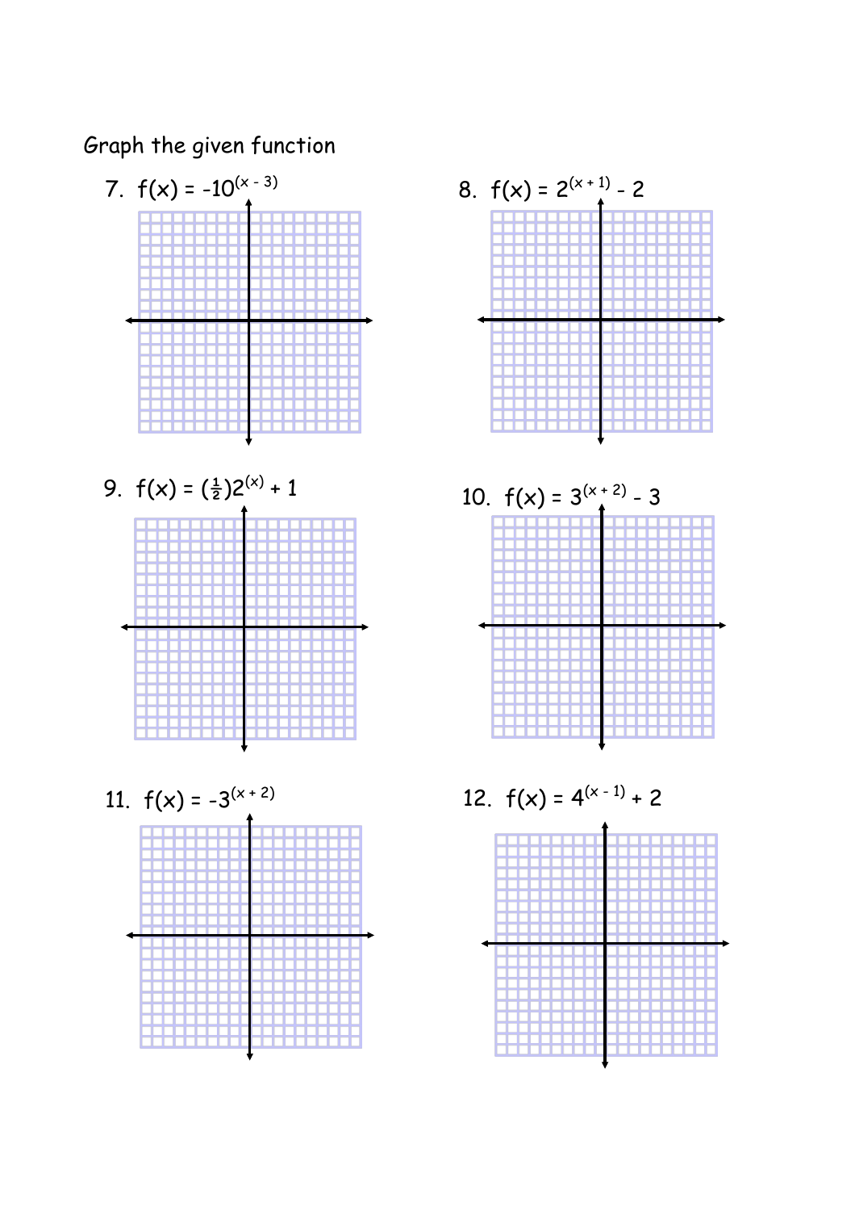Graph the given function

7. $f(x) = -10^{(x - 3)}$

8. $f(x) = 2^{(x + 1)} - 2$

9. $f(x) = (\frac{1}{2})2^{(x)} + 1$

10. $f(x) = 3^{(x + 2)} - 3$

11. $f(x) = -3^{(x + 2)}$

12. $f(x) = 4^{(x - 1)} + 2$